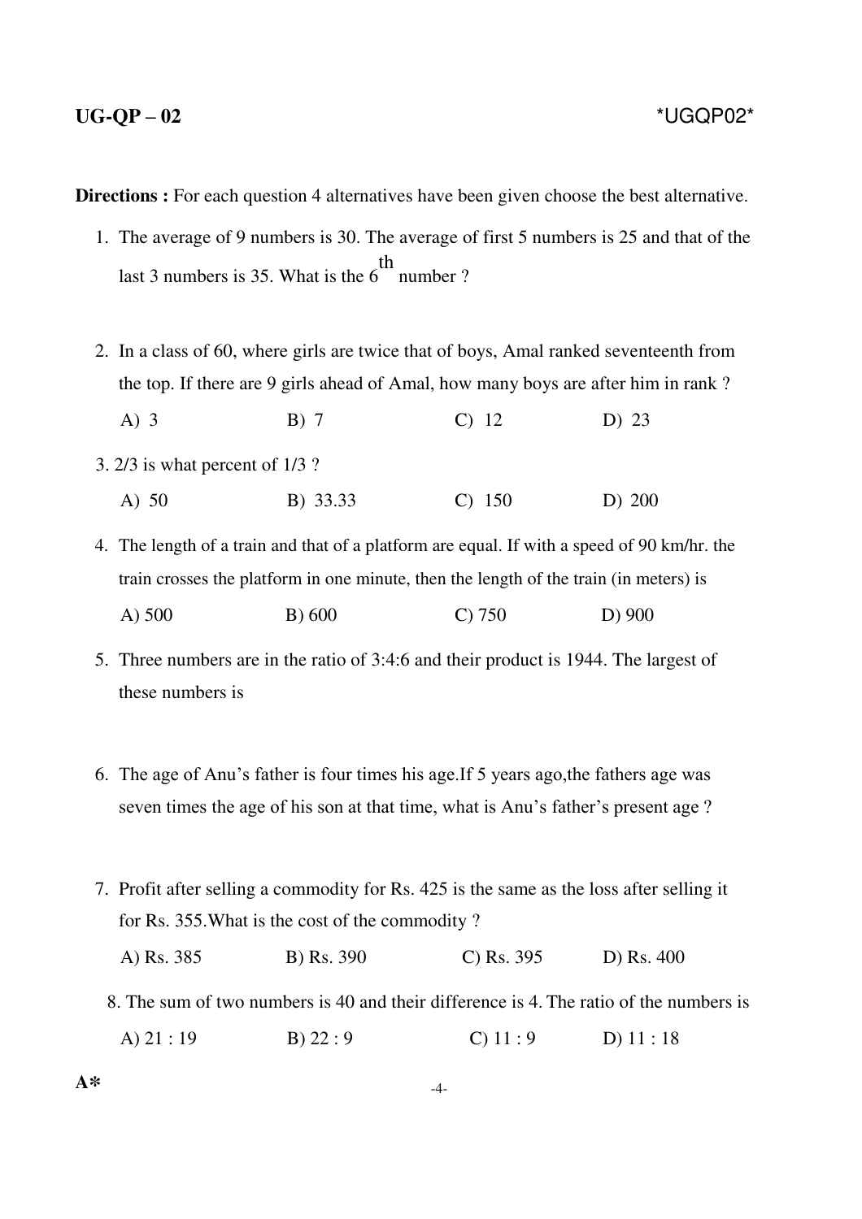**Directions :** For each question 4 alternatives have been given choose the best alternative.

1. The average of 9 numbers is 30. The average of first 5 numbers is 25 and that of the last 3 numbers is 35. What is the $6^{th}$ number ?

2. In a class of 60, where girls are twice that of boys, Amal ranked seventeenth from the top. If there are 9 girls ahead of Amal, how many boys are after him in rank ?

   A) 3 B) 7 C) 12 D) 23

3. 2/3 is what percent of 1/3 ?

   A) 50 B) 33.33 C) 150 D) 200

4. The length of a train and that of a platform are equal. If with a speed of 90 km/hr. the train crosses the platform in one minute, then the length of the train (in meters) is

   A) 500 B) 600 C) 750 D) 900

5. Three numbers are in the ratio of 3:4:6 and their product is 1944. The largest of these numbers is

6. The age of Anu's father is four times his age.If 5 years ago,the fathers age was seven times the age of his son at that time, what is Anu's father's present age ?

7. Profit after selling a commodity for Rs. 425 is the same as the loss after selling it for Rs. 355.What is the cost of the commodity ?

   A) Rs. 385 B) Rs. 390 C) Rs. 395 D) Rs. 400

8. The sum of two numbers is 40 and their difference is 4. The ratio of the numbers is

   A) 21 : 19 B) 22 : 9 C) 11 : 9 D) 11 : 18

A*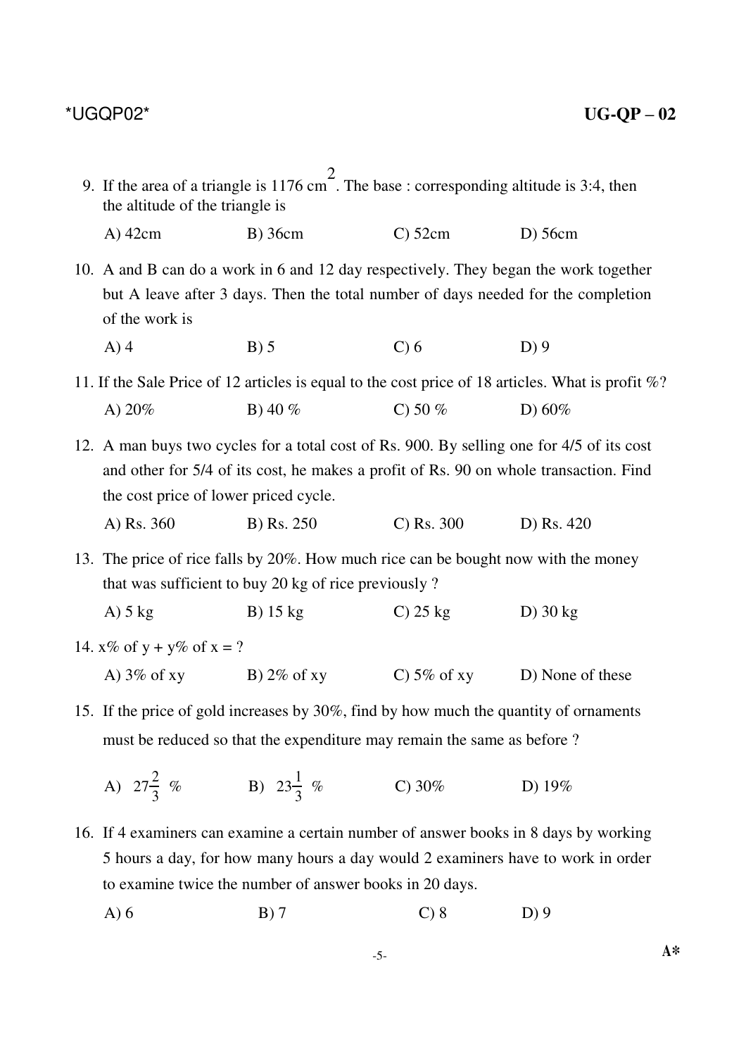9. If the area of a triangle is 1176 $cm^2$. The base : corresponding altitude is 3:4, then the altitude of the triangle is

   A) 42cm  B) 36cm  C) 52cm  D) 56cm

10. A and B can do a work in 6 and 12 day respectively. They began the work together but A leave after 3 days. Then the total number of days needed for the completion of the work is

    A) 4  B) 5  C) 6  D) 9

11. If the Sale Price of 12 articles is equal to the cost price of 18 articles. What is profit %?

    A) 20%  B) 40 %  C) 50 %  D) 60%

12. A man buys two cycles for a total cost of Rs. 900. By selling one for 4/5 of its cost and other for 5/4 of its cost, he makes a profit of Rs. 90 on whole transaction. Find the cost price of lower priced cycle.

    A) Rs. 360  B) Rs. 250  C) Rs. 300  D) Rs. 420

13. The price of rice falls by 20%. How much rice can be bought now with the money that was sufficient to buy 20 kg of rice previously ?

    A) 5 kg  B) 15 kg  C) 25 kg  D) 30 kg

14. x% of y + y% of x = ?

    A) 3% of xy  B) 2% of xy  C) 5% of xy  D) None of these

15. If the price of gold increases by 30%, find by how much the quantity of ornaments must be reduced so that the expenditure may remain the same as before ?

    A) $27\frac{2}{3}$ %  B) $23\frac{1}{3}$ %  C) 30%  D) 19%

16. If 4 examiners can examine a certain number of answer books in 8 days by working 5 hours a day, for how many hours a day would 2 examiners have to work in order to examine twice the number of answer books in 20 days.

    A) 6  B) 7  C) 8  D) 9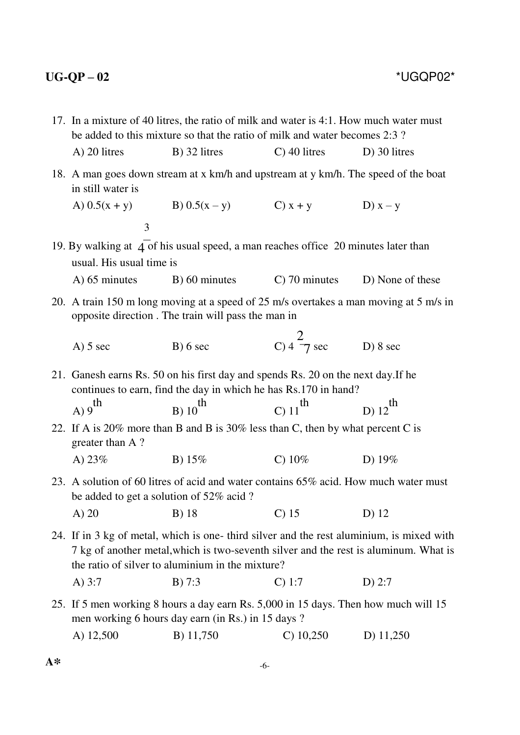17. In a mixture of 40 litres, the ratio of milk and water is 4:1. How much water must be added to this mixture so that the ratio of milk and water becomes 2:3 ?

    A) 20 litres  B) 32 litres  C) 40 litres  D) 30 litres

18. A man goes down stream at x km/h and upstream at y km/h. The speed of the boat in still water is

    A) 0.5(x + y)  B) 0.5(x – y)  C) x + y  D) x – y

19. By walking at $\frac{3}{4}$ of his usual speed, a man reaches office 20 minutes later than usual. His usual time is

    A) 65 minutes  B) 60 minutes  C) 70 minutes  D) None of these

20. A train 150 m long moving at a speed of 25 m/s overtakes a man moving at 5 m/s in opposite direction . The train will pass the man in

    A) 5 sec  B) 6 sec  C) $4\frac{2}{7}$ sec  D) 8 sec

21. Ganesh earns Rs. 50 on his first day and spends Rs. 20 on the next day.If he continues to earn, find the day in which he has Rs.170 in hand?

    A) $9^{th}$  B) $10^{th}$  C) $11^{th}$  D) $12^{th}$

22. If A is 20% more than B and B is 30% less than C, then by what percent C is greater than A ?

    A) 23%  B) 15%  C) 10%  D) 19%

23. A solution of 60 litres of acid and water contains 65% acid. How much water must be added to get a solution of 52% acid ?

    A) 20  B) 18  C) 15  D) 12

24. If in 3 kg of metal, which is one- third silver and the rest aluminium, is mixed with 7 kg of another metal,which is two-seventh silver and the rest is aluminum. What is the ratio of silver to aluminium in the mixture?

    A) 3:7  B) 7:3  C) 1:7  D) 2:7

25. If 5 men working 8 hours a day earn Rs. 5,000 in 15 days. Then how much will 15 men working 6 hours day earn (in Rs.) in 15 days ?

    A) 12,500  B) 11,750  C) 10,250  D) 11,250

A*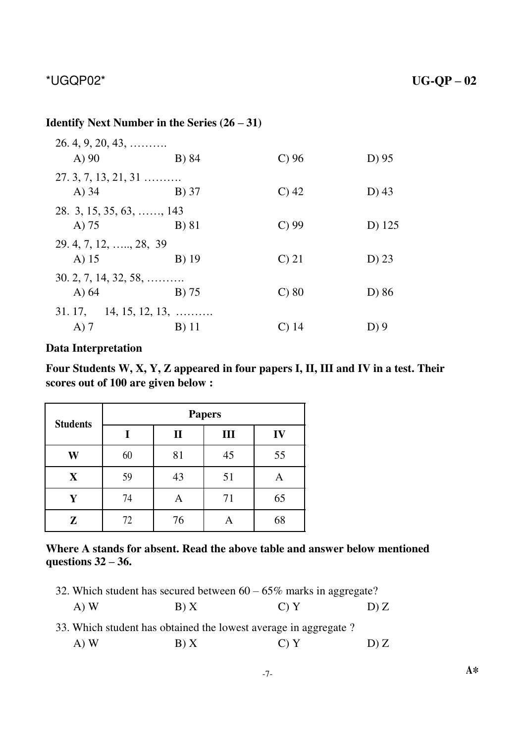**Identify Next Number in the Series (26 – 31)**

26. 4, 9, 20, 43, ……….

A) 90 B) 84 C) 96 D) 95

27. 3, 7, 13, 21, 31 ……….

A) 34 B) 37 C) 42 D) 43

28. 3, 15, 35, 63, ……, 143

A) 75 B) 81 C) 99 D) 125

29. 4, 7, 12, ….., 28, 39

A) 15 B) 19 C) 21 D) 23

30. 2, 7, 14, 32, 58, ……….

A) 64 B) 75 C) 80 D) 86

31. 17, 14, 15, 12, 13, ……….

A) 7 B) 11 C) 14 D) 9

**Data Interpretation**

**Four Students W, X, Y, Z appeared in four papers I, II, III and IV in a test. Their scores out of 100 are given below :**

| Students | Papers | | | |
|---|---|---|---|---|
| | I | II | III | IV |
| W | 60 | 81 | 45 | 55 |
| X | 59 | 43 | 51 | A |
| Y | 74 | A | 71 | 65 |
| Z | 72 | 76 | A | 68 |

**Where A stands for absent. Read the above table and answer below mentioned questions 32 – 36.**

32. Which student has secured between 60 – 65% marks in aggregate?

A) W B) X C) Y D) Z

33. Which student has obtained the lowest average in aggregate ?

A) W B) X C) Y D) Z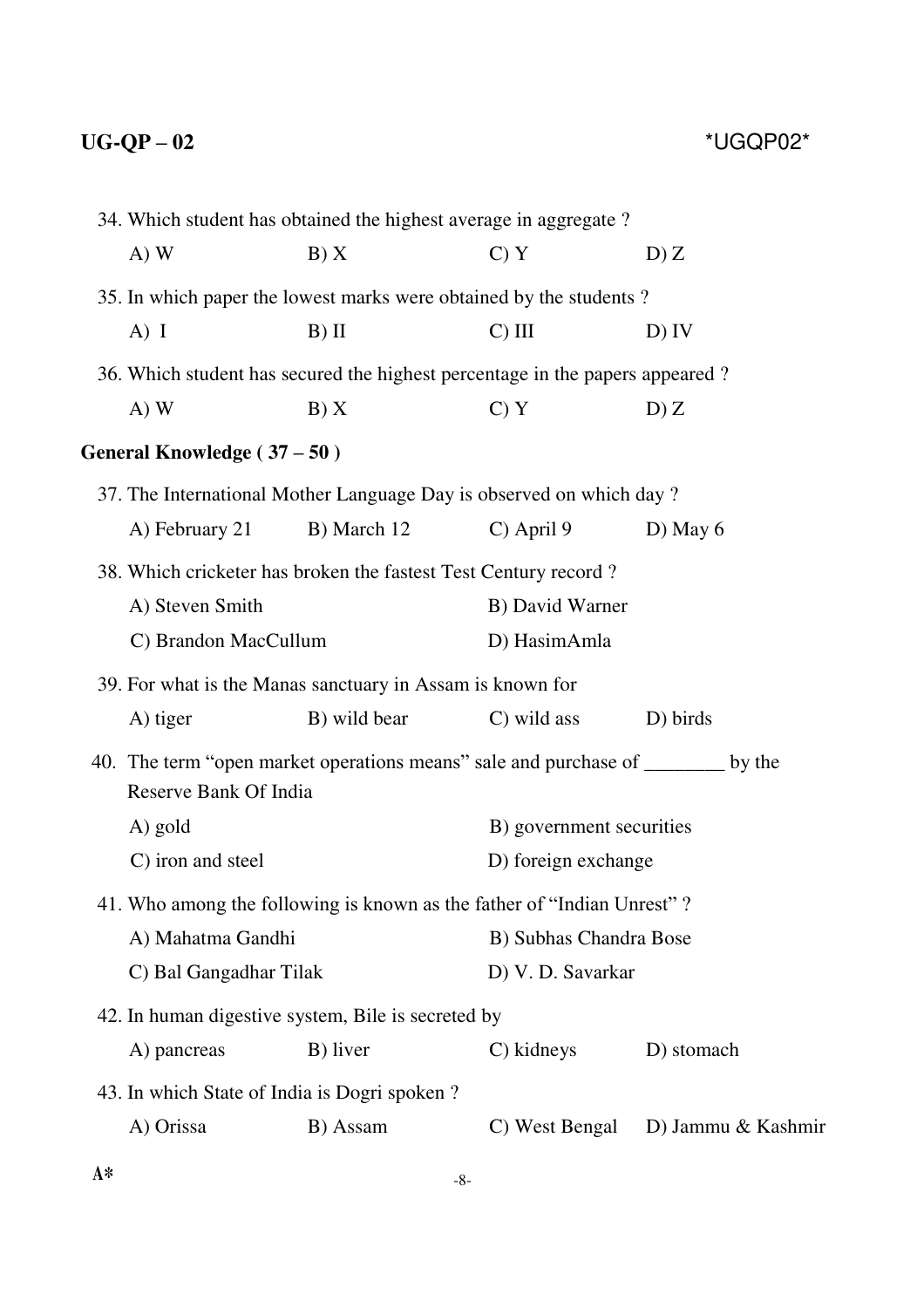34. Which student has obtained the highest average in aggregate ?

A) W B) X C) Y D) Z

35. In which paper the lowest marks were obtained by the students ?

A) I B) II C) III D) IV

36. Which student has secured the highest percentage in the papers appeared ?

A) W B) X C) Y D) Z

**General Knowledge ( 37 – 50 )**

37. The International Mother Language Day is observed on which day ?

A) February 21 B) March 12 C) April 9 D) May 6

38. Which cricketer has broken the fastest Test Century record ?

A) Steven Smith B) David Warner

C) Brandon MacCullum D) HasimAmla

39. For what is the Manas sanctuary in Assam is known for

A) tiger B) wild bear C) wild ass D) birds

40. The term "open market operations means" sale and purchase of ________ by the Reserve Bank Of India

A) gold B) government securities

C) iron and steel D) foreign exchange

41. Who among the following is known as the father of "Indian Unrest" ?

A) Mahatma Gandhi B) Subhas Chandra Bose

C) Bal Gangadhar Tilak D) V. D. Savarkar

42. In human digestive system, Bile is secreted by

A) pancreas B) liver C) kidneys D) stomach

43. In which State of India is Dogri spoken ?

A) Orissa B) Assam C) West Bengal D) Jammu & Kashmir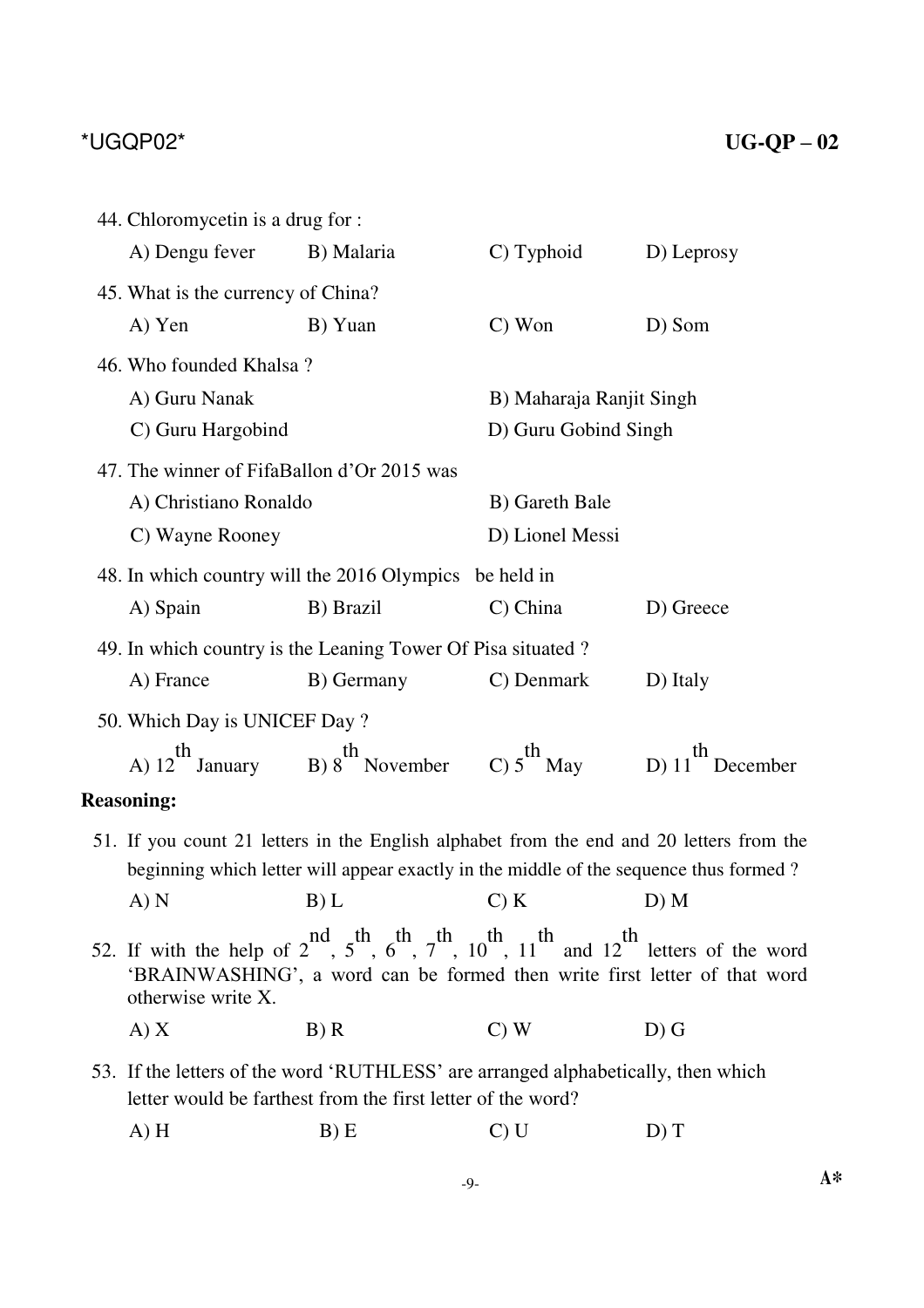44. Chloromycetin is a drug for :

    A) Dengu fever  B) Malaria  C) Typhoid  D) Leprosy

45. What is the currency of China?

    A) Yen  B) Yuan  C) Won  D) Som

46. Who founded Khalsa ?

    A) Guru Nanak  B) Maharaja Ranjit Singh

    C) Guru Hargobind  D) Guru Gobind Singh

47. The winner of FifaBallon d'Or 2015 was

    A) Christiano Ronaldo  B) Gareth Bale

    C) Wayne Rooney  D) Lionel Messi

48. In which country will the 2016 Olympics be held in

    A) Spain  B) Brazil  C) China  D) Greece

49. In which country is the Leaning Tower Of Pisa situated ?

    A) France  B) Germany  C) Denmark  D) Italy

50. Which Day is UNICEF Day ?

    A) 12th January  B) 8th November  C) 5th May  D) 11th December

**Reasoning:**

51. If you count 21 letters in the English alphabet from the end and 20 letters from the beginning which letter will appear exactly in the middle of the sequence thus formed ?

    A) N  B) L  C) K  D) M

52. If with the help of 2nd, 5th, 6th, 7th, 10th, 11th and 12th letters of the word 'BRAINWASHING', a word can be formed then write first letter of that word otherwise write X.

    A) X  B) R  C) W  D) G

53. If the letters of the word 'RUTHLESS' are arranged alphabetically, then which letter would be farthest from the first letter of the word?

    A) H  B) E  C) U  D) T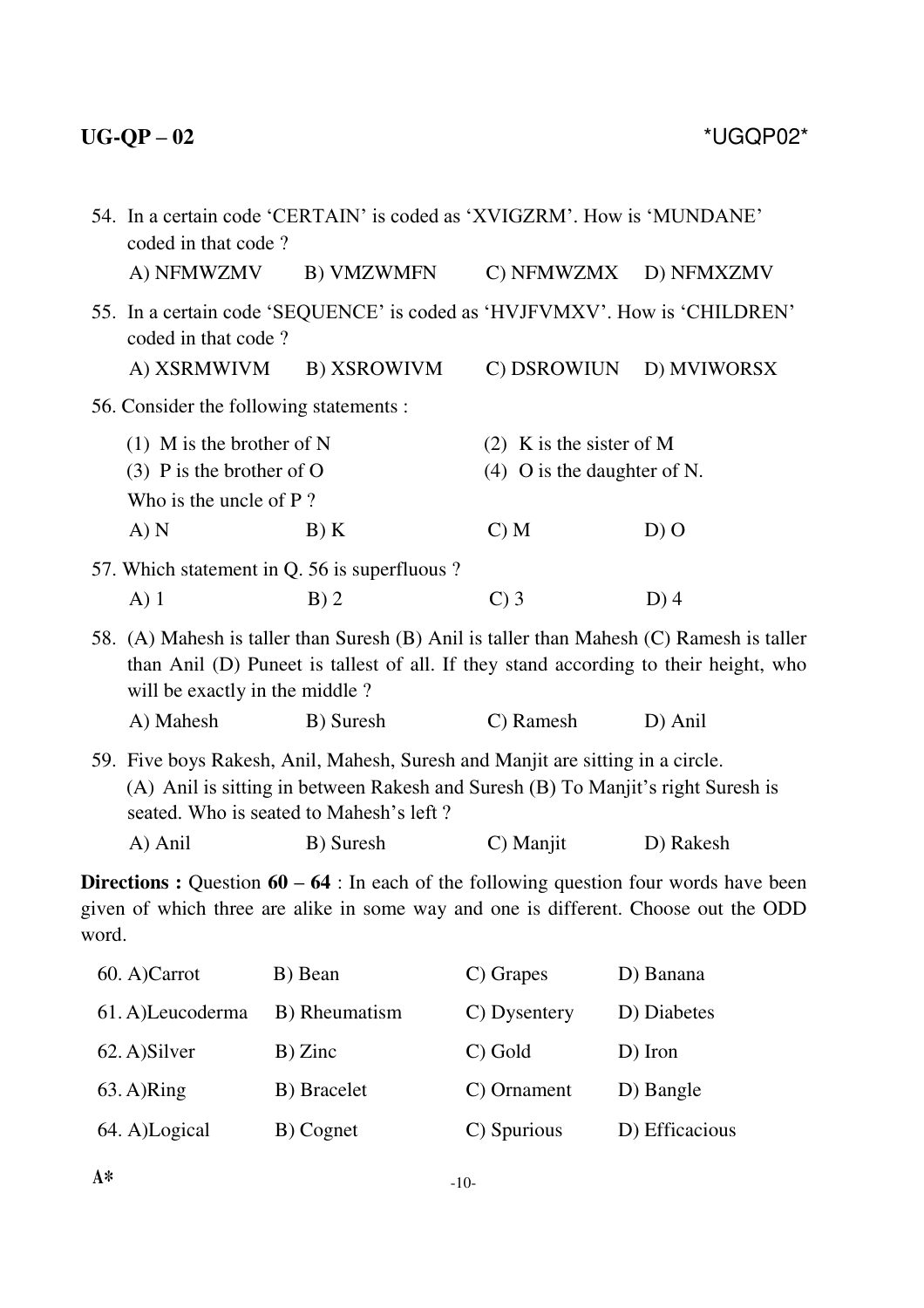54. In a certain code 'CERTAIN' is coded as 'XVIGZRM'. How is 'MUNDANE' coded in that code ?

A) NFMWZMV B) VMZWMFN C) NFMWZMX D) NFMXZMV

55. In a certain code 'SEQUENCE' is coded as 'HVJFVMXV'. How is 'CHILDREN' coded in that code ?

A) XSRMWIVM B) XSROWIVM C) DSROWIUN D) MVIWORSX

56. Consider the following statements :

(1) M is the brother of N (2) K is the sister of M

(3) P is the brother of O (4) O is the daughter of N.

Who is the uncle of P ?

A) N B) K C) M D) O

57. Which statement in Q. 56 is superfluous ?

A) 1 B) 2 C) 3 D) 4

58. (A) Mahesh is taller than Suresh (B) Anil is taller than Mahesh (C) Ramesh is taller than Anil (D) Puneet is tallest of all. If they stand according to their height, who will be exactly in the middle ?

A) Mahesh B) Suresh C) Ramesh D) Anil

59. Five boys Rakesh, Anil, Mahesh, Suresh and Manjit are sitting in a circle. (A) Anil is sitting in between Rakesh and Suresh (B) To Manjit's right Suresh is seated. Who is seated to Mahesh's left ?

A) Anil B) Suresh C) Manjit D) Rakesh

**Directions :** Question **60 – 64** : In each of the following question four words have been given of which three are alike in some way and one is different. Choose out the ODD word.

60. A) Carrot B) Bean C) Grapes D) Banana

61. A) Leucoderma B) Rheumatism C) Dysentery D) Diabetes

62. A) Silver B) Zinc C) Gold D) Iron

63. A) Ring B) Bracelet C) Ornament D) Bangle

64. A) Logical B) Cognet C) Spurious D) Efficacious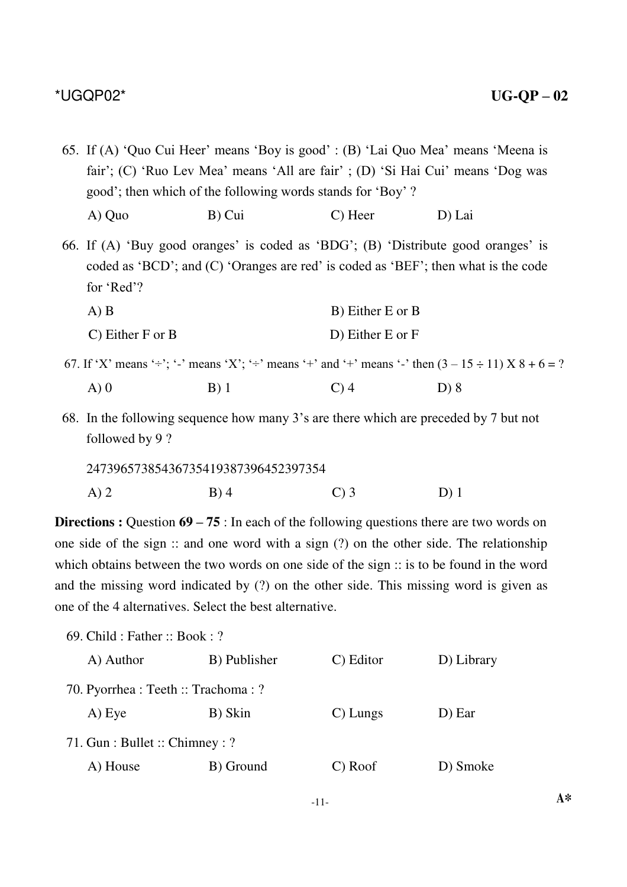65. If (A) 'Quo Cui Heer' means 'Boy is good' : (B) 'Lai Quo Mea' means 'Meena is fair'; (C) 'Ruo Lev Mea' means 'All are fair' ; (D) 'Si Hai Cui' means 'Dog was good'; then which of the following words stands for 'Boy' ?

A) Quo  B) Cui  C) Heer  D) Lai

66. If (A) 'Buy good oranges' is coded as 'BDG'; (B) 'Distribute good oranges' is coded as 'BCD'; and (C) 'Oranges are red' is coded as 'BEF'; then what is the code for 'Red'?

A) B  B) Either E or B

C) Either F or B  D) Either E or F

67. If 'X' means '÷'; '-' means 'X'; '÷' means '+' and '+' means '-' then (3 – 15 ÷ 11) X 8 + 6 = ?

A) 0  B) 1  C) 4  D) 8

68. In the following sequence how many 3's are there which are preceded by 7 but not followed by 9 ?

247396573854367354193873964523973​54

A) 2  B) 4  C) 3  D) 1

**Directions :** Question **69 – 75** : In each of the following questions there are two words on one side of the sign :: and one word with a sign (?) on the other side. The relationship which obtains between the two words on one side of the sign :: is to be found in the word and the missing word indicated by (?) on the other side. This missing word is given as one of the 4 alternatives. Select the best alternative.

69. Child : Father :: Book : ?

A) Author  B) Publisher  C) Editor  D) Library

70. Pyorrhea : Teeth :: Trachoma : ?

A) Eye  B) Skin  C) Lungs  D) Ear

71. Gun : Bullet :: Chimney : ?

A) House  B) Ground  C) Roof  D) Smoke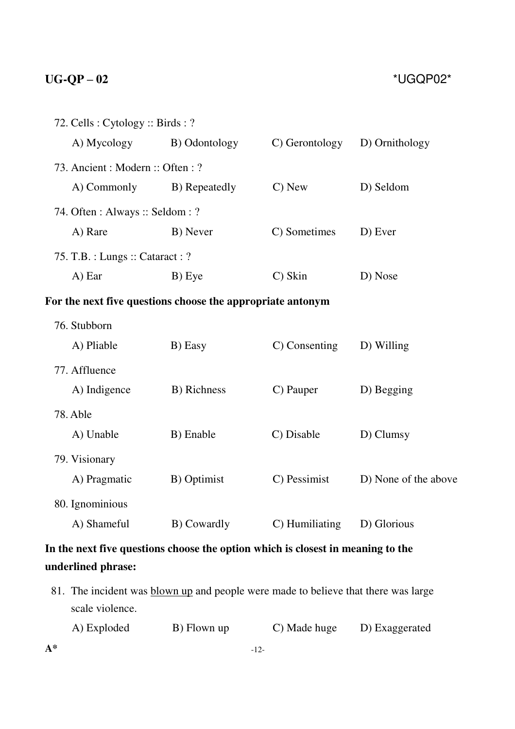72. Cells : Cytology :: Birds : ?

A) Mycology   B) Odontology   C) Gerontology   D) Ornithology

73. Ancient : Modern :: Often : ?

A) Commonly   B) Repeatedly   C) New   D) Seldom

74. Often : Always :: Seldom : ?

A) Rare   B) Never   C) Sometimes   D) Ever

75. T.B. : Lungs :: Cataract : ?

A) Ear   B) Eye   C) Skin   D) Nose

**For the next five questions choose the appropriate antonym**

76. Stubborn

A) Pliable   B) Easy   C) Consenting   D) Willing

77. Affluence

A) Indigence   B) Richness   C) Pauper   D) Begging

78. Able

A) Unable   B) Enable   C) Disable   D) Clumsy

79. Visionary

A) Pragmatic   B) Optimist   C) Pessimist   D) None of the above

80. Ignominious

A) Shameful   B) Cowardly   C) Humiliating   D) Glorious

**In the next five questions choose the option which is closest in meaning to the underlined phrase:**

81. The incident was <u>blown up</u> and people were made to believe that there was large scale violence.

A) Exploded   B) Flown up   C) Made huge   D) Exaggerated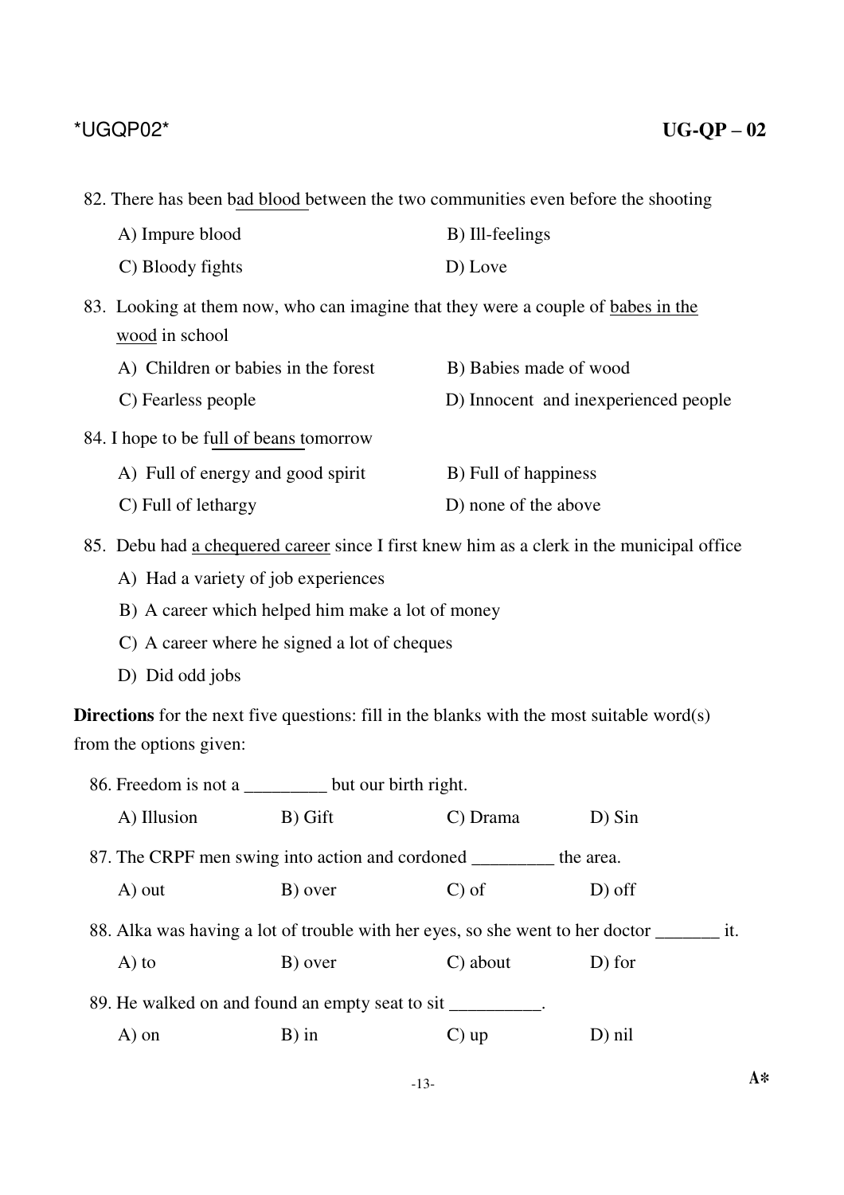82. There has been bad blood between the two communities even before the shooting

A) Impure blood
B) Ill-feelings
C) Bloody fights
D) Love

83. Looking at them now, who can imagine that they were a couple of babes in the wood in school

A) Children or babies in the forest
B) Babies made of wood
C) Fearless people
D) Innocent and inexperienced people

84. I hope to be full of beans tomorrow

A) Full of energy and good spirit
B) Full of happiness
C) Full of lethargy
D) none of the above

85. Debu had a chequered career since I first knew him as a clerk in the municipal office

A) Had a variety of job experiences
B) A career which helped him make a lot of money
C) A career where he signed a lot of cheques
D) Did odd jobs

**Directions** for the next five questions: fill in the blanks with the most suitable word(s) from the options given:

86. Freedom is not a _________ but our birth right.

A) Illusion
B) Gift
C) Drama
D) Sin

87. The CRPF men swing into action and cordoned _________ the area.

A) out
B) over
C) of
D) off

88. Alka was having a lot of trouble with her eyes, so she went to her doctor _______ it.

A) to
B) over
C) about
D) for

89. He walked on and found an empty seat to sit __________.

A) on
B) in
C) up
D) nil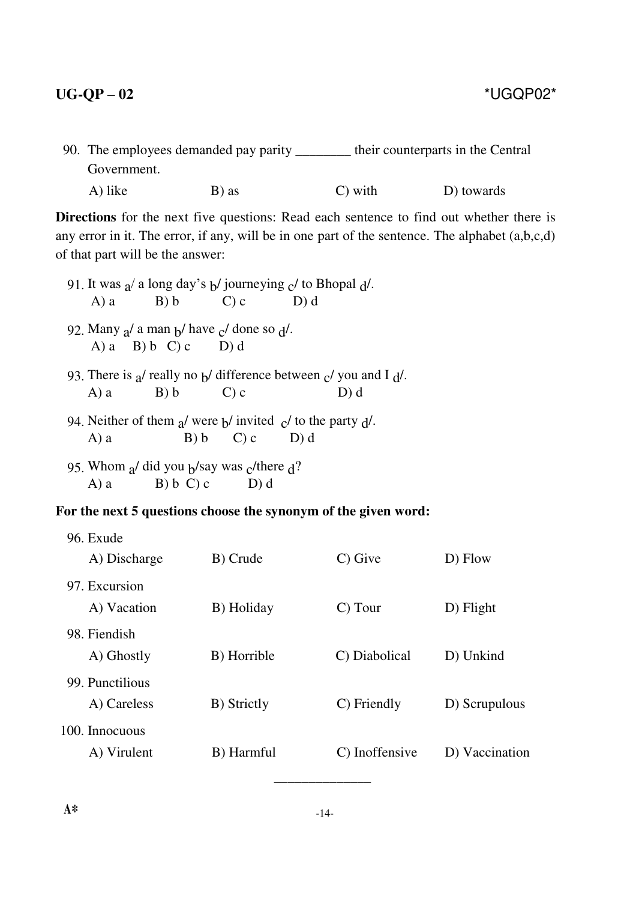90. The employees demanded pay parity ________ their counterparts in the Central Government.

    A) like  B) as  C) with  D) towards

**Directions** for the next five questions: Read each sentence to find out whether there is any error in it. The error, if any, will be in one part of the sentence. The alphabet (a,b,c,d) of that part will be the answer:

91. It was $_a$/ a long day's $_b$/ journeying $_c$/ to Bhopal $_d$/.

    A) a  B) b  C) c  D) d

92. Many $_a$/ a man $_b$/ have $_c$/ done so $_d$/.

    A) a  B) b  C) c  D) d

93. There is $_a$/ really no $_b$/ difference between $_c$/ you and I $_d$/.

    A) a  B) b  C) c  D) d

94. Neither of them $_a$/ were $_b$/ invited $_c$/ to the party $_d$/.

    A) a  B) b  C) c  D) d

95. Whom $_a$/ did you $_b$/say was $_c$/there $_d$?

    A) a  B) b  C) c  D) d

**For the next 5 questions choose the synonym of the given word:**

96. Exude

    A) Discharge  B) Crude  C) Give  D) Flow

97. Excursion

    A) Vacation  B) Holiday  C) Tour  D) Flight

98. Fiendish

    A) Ghostly  B) Horrible  C) Diabolical  D) Unkind

99. Punctilious

    A) Careless  B) Strictly  C) Friendly  D) Scrupulous

100. Innocuous

    A) Virulent  B) Harmful  C) Inoffensive  D) Vaccination

______________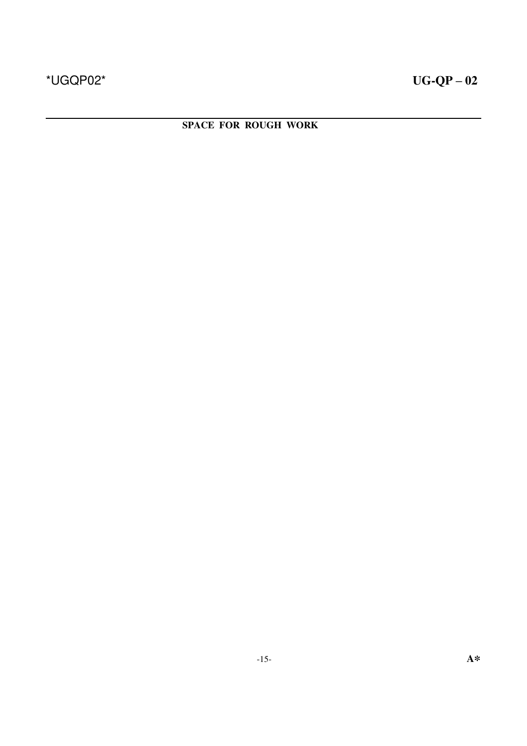SPACE FOR ROUGH WORK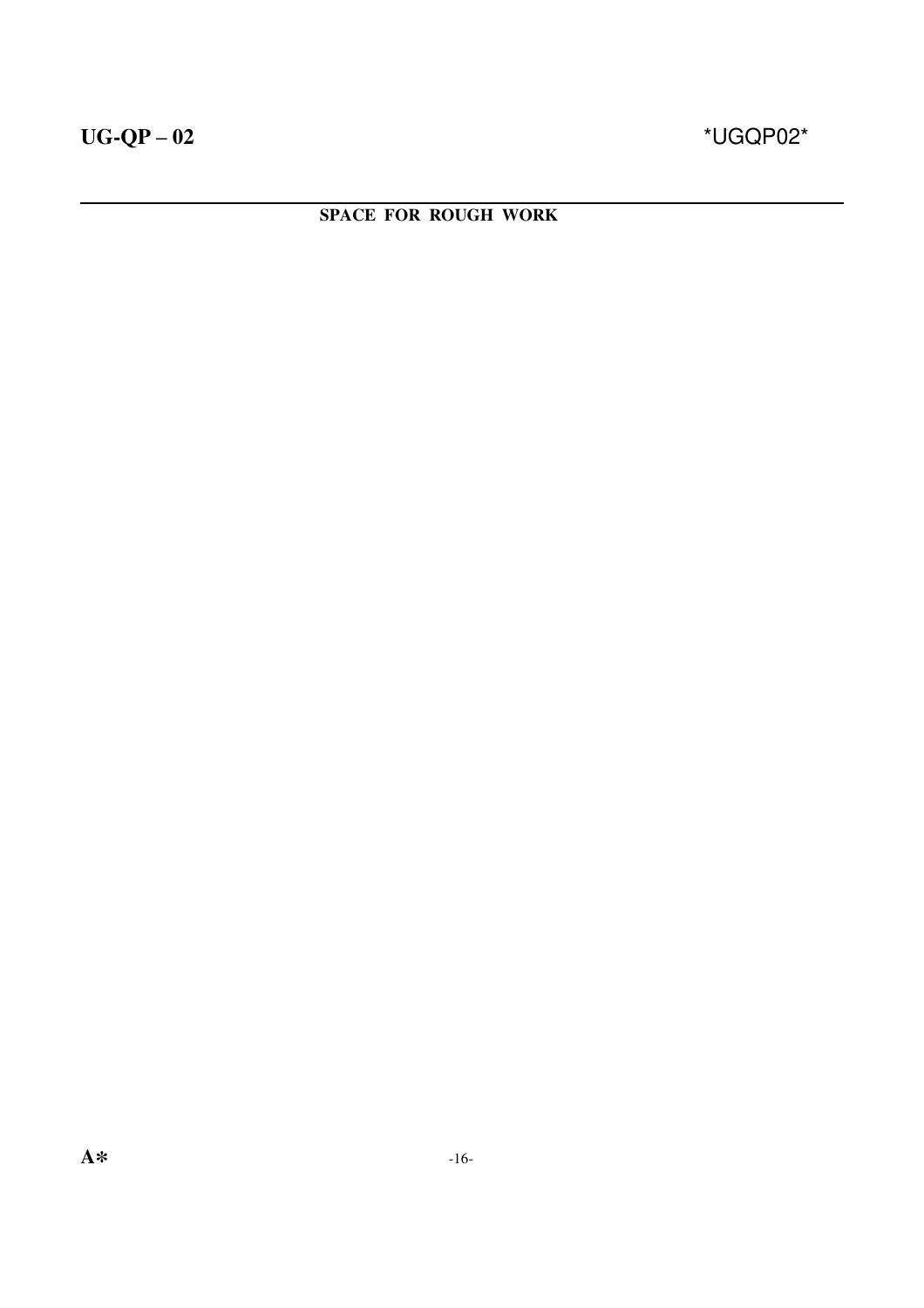**SPACE FOR ROUGH WORK**